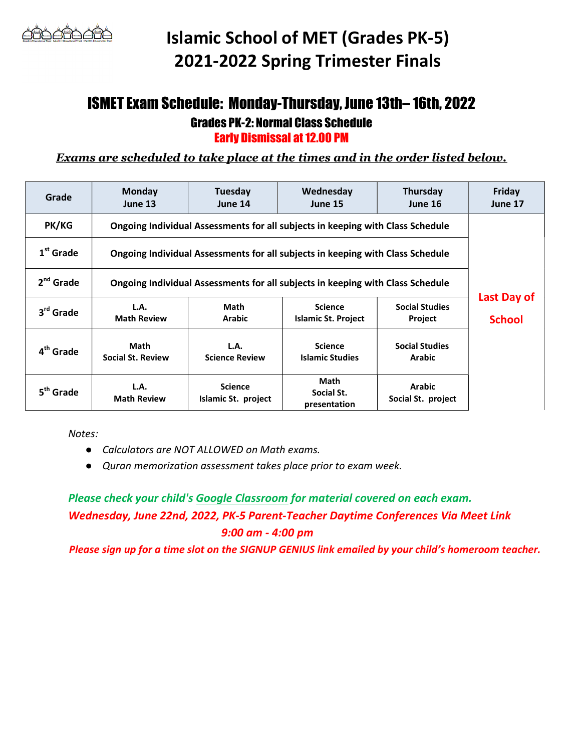# Islamic School of MET (Grades PK-5)
# 2021-2022 Spring Trimester Finals

## ISMET Exam Schedule: Monday-Thursday, June 13th– 16th, 2022

### Grades PK-2: Normal Class Schedule

### Early Dismissal at 12.00 PM

***Exams are scheduled to take place at the times and in the order listed below.***

| Grade | Monday June 13 | Tuesday June 14 | Wednesday June 15 | Thursday June 16 | Friday June 17 |
|---|---|---|---|---|---|
| PK/KG | Ongoing Individual Assessments for all subjects in keeping with Class Schedule | | | | Last Day of School |
| 1st Grade | Ongoing Individual Assessments for all subjects in keeping with Class Schedule | | | | |
| 2nd Grade | Ongoing Individual Assessments for all subjects in keeping with Class Schedule | | | | |
| 3rd Grade | L.A. Math Review | Math Arabic | Science Islamic St. Project | Social Studies Project | |
| 4th Grade | Math Social St. Review | L.A. Science Review | Science Islamic Studies | Social Studies Arabic | |
| 5th Grade | L.A. Math Review | Science Islamic St. project | Math Social St. presentation | Arabic Social St. project | |

*Notes:*

- *Calculators are NOT ALLOWED on Math exams.*
- *Quran memorization assessment takes place prior to exam week.*

***Please check your child's Google Classroom for material covered on each exam.***

***Wednesday, June 22nd, 2022, PK-5 Parent-Teacher Daytime Conferences Via Meet Link***

***9:00 am - 4:00 pm***

***Please sign up for a time slot on the SIGNUP GENIUS link emailed by your child's homeroom teacher.***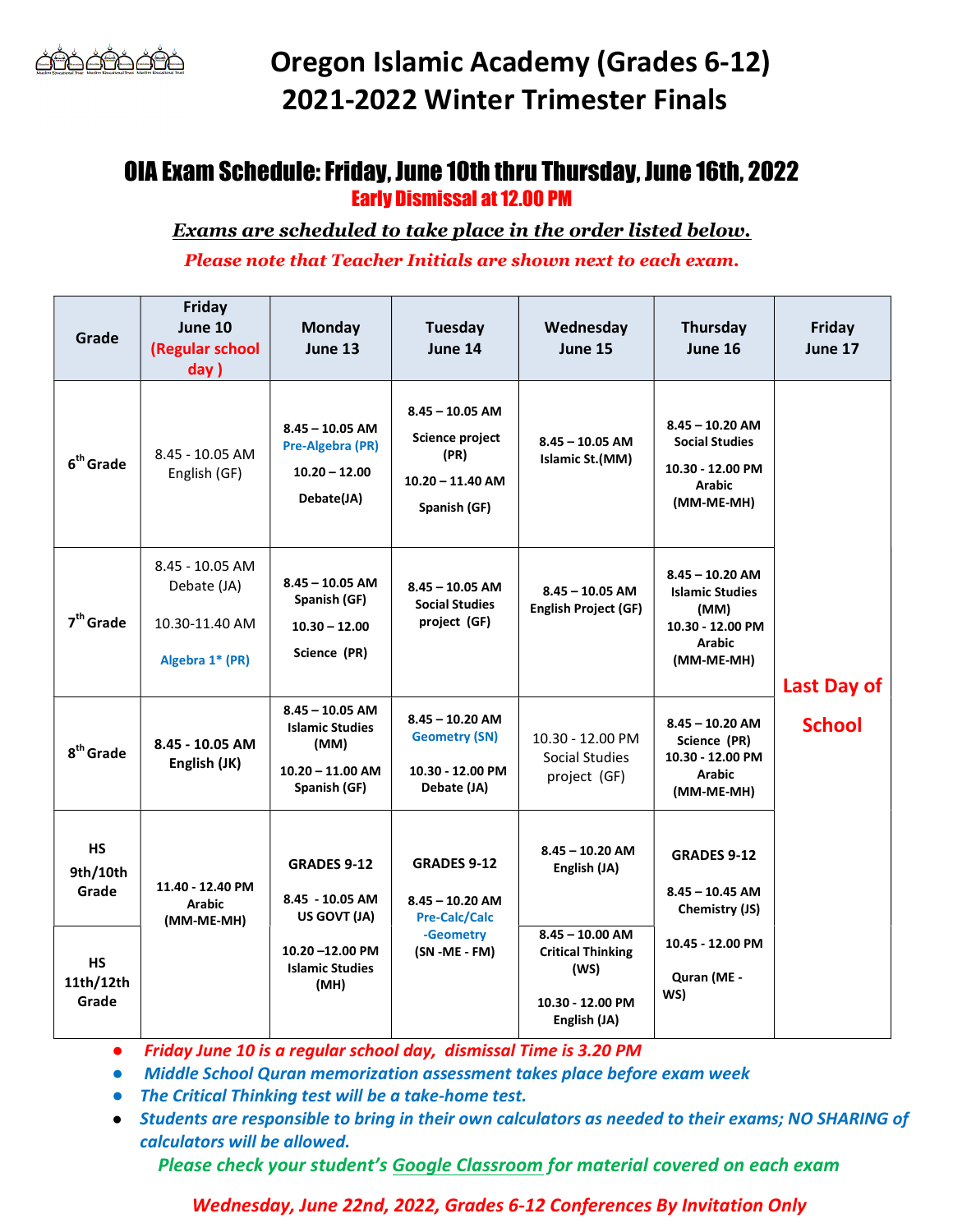# Oregon Islamic Academy (Grades 6-12)
# 2021-2022 Winter Trimester Finals

## OIA Exam Schedule: Friday, June 10th thru Thursday, June 16th, 2022

**Early Dismissal at 12.00 PM**

***Exams are scheduled to take place in the order listed below.***

***Please note that Teacher Initials are shown next to each exam.***

| Grade | Friday June 10 (Regular school day ) | Monday June 13 | Tuesday June 14 | Wednesday June 15 | Thursday June 16 | Friday June 17 |
|---|---|---|---|---|---|---|
| 6th Grade | 8.45 - 10.05 AM English (GF) | **8.45 – 10.05 AM** **Pre-Algebra (PR)** **10.20 – 12.00** **Debate(JA)** | **8.45 – 10.05 AM** **Science project (PR)** **10.20 – 11.40 AM** **Spanish (GF)** | **8.45 – 10.05 AM** **Islamic St.(MM)** | **8.45 – 10.20 AM** **Social Studies** **10.30 - 12.00 PM** **Arabic (MM-ME-MH)** | **Last Day of School** |
| 7th Grade | 8.45 - 10.05 AM Debate (JA) 10.30-11.40 AM **Algebra 1* (PR)** | **8.45 – 10.05 AM** **Spanish (GF)** **10.30 – 12.00** **Science (PR)** | **8.45 – 10.05 AM** **Social Studies project (GF)** | **8.45 – 10.05 AM** **English Project (GF)** | **8.45 – 10.20 AM** **Islamic Studies (MM)** **10.30 - 12.00 PM** **Arabic (MM-ME-MH)** | |
| 8th Grade | **8.45 - 10.05 AM** **English (JK)** | **8.45 – 10.05 AM** **Islamic Studies (MM)** **10.20 – 11.00 AM** **Spanish (GF)** | **8.45 – 10.20 AM** **Geometry (SN)** **10.30 - 12.00 PM** **Debate (JA)** | 10.30 - 12.00 PM Social Studies project (GF) | **8.45 – 10.20 AM** **Science (PR)** **10.30 - 12.00 PM** **Arabic (MM-ME-MH)** | |
| HS 9th/10th Grade | **11.40 - 12.40 PM** **Arabic (MM-ME-MH)** | **GRADES 9-12** **8.45 - 10.05 AM** **US GOVT (JA)** **10.20 –12.00 PM** **Islamic Studies (MH)** | **GRADES 9-12** **8.45 – 10.20 AM** **Pre-Calc/Calc -Geometry** **(SN -ME - FM)** | **8.45 – 10.20 AM** **English (JA)** | **GRADES 9-12** **8.45 – 10.45 AM** **Chemistry (JS)** **10.45 - 12.00 PM** **Quran (ME - WS)** | |
| HS 11th/12th Grade | | | | **8.45 – 10.00 AM** **Critical Thinking (WS)** **10.30 - 12.00 PM** **English (JA)** | | |

- ***Friday June 10 is a regular school day, dismissal Time is 3.20 PM***
- ***Middle School Quran memorization assessment takes place before exam week***
- ***The Critical Thinking test will be a take-home test.***
- ***Students are responsible to bring in their own calculators as needed to their exams; NO SHARING of calculators will be allowed.***

***Please check your student's Google Classroom for material covered on each exam***

***Wednesday, June 22nd, 2022, Grades 6-12 Conferences By Invitation Only***